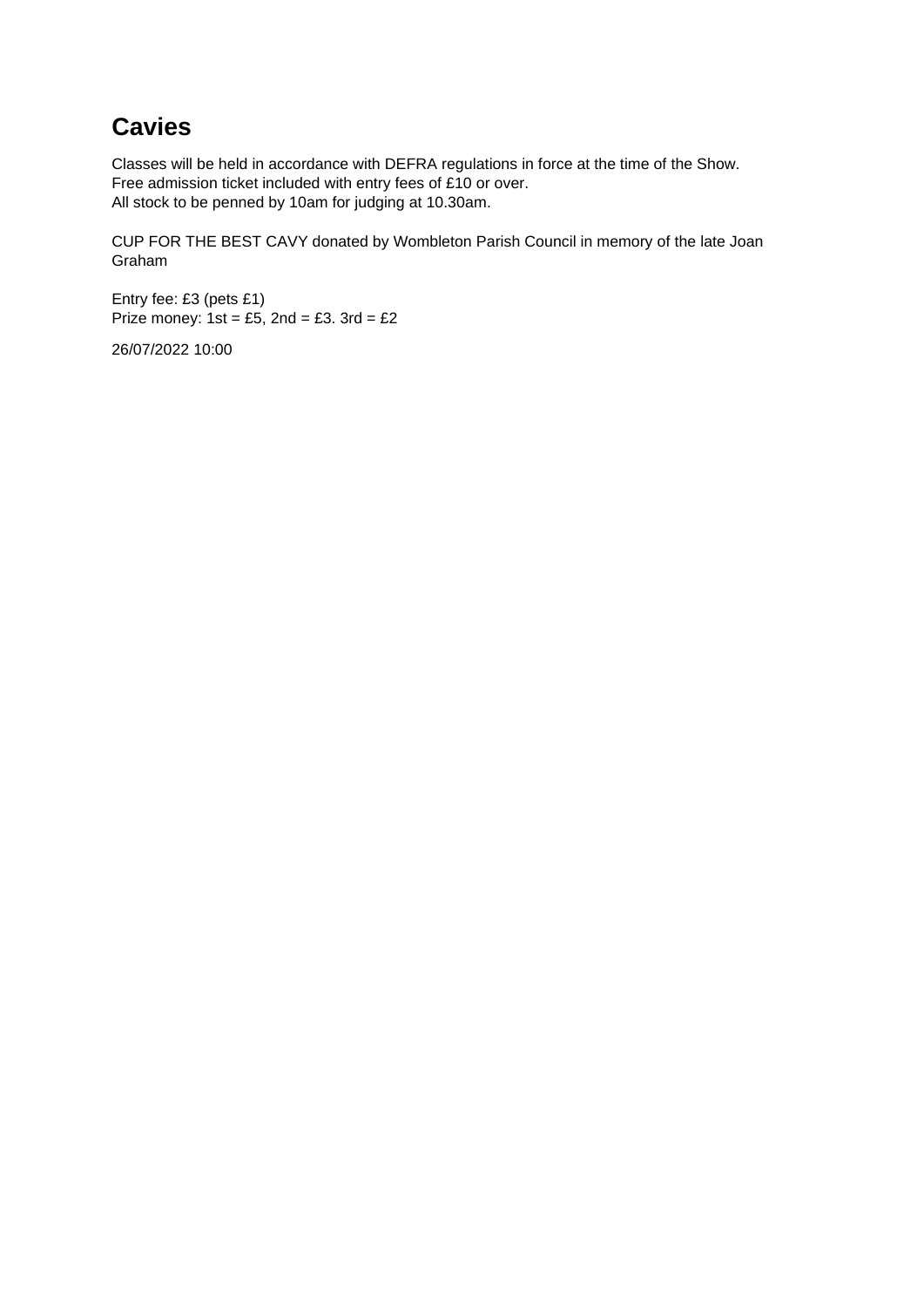# Cavies

Classes will be held in accordance with DEFRA regulations in force at the time of the Show.
Free admission ticket included with entry fees of £10 or over.
All stock to be penned by 10am for judging at 10.30am.

CUP FOR THE BEST CAVY donated by Wombleton Parish Council in memory of the late Joan Graham

Entry fee: £3 (pets £1)
Prize money: 1st = £5, 2nd = £3. 3rd = £2

26/07/2022 10:00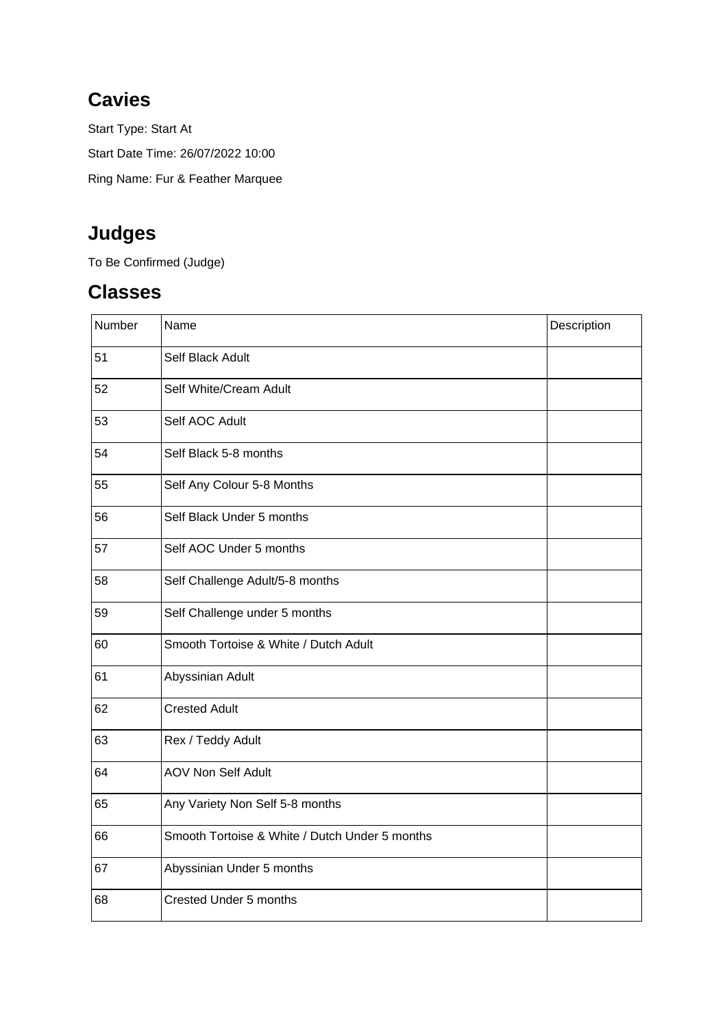## Cavies

Start Type: Start At

Start Date Time: 26/07/2022 10:00

Ring Name: Fur & Feather Marquee

## Judges

To Be Confirmed (Judge)

## Classes

| Number | Name | Description |
|---|---|---|
| 51 | Self Black Adult | |
| 52 | Self White/Cream Adult | |
| 53 | Self AOC Adult | |
| 54 | Self Black 5-8 months | |
| 55 | Self Any Colour 5-8 Months | |
| 56 | Self Black Under 5 months | |
| 57 | Self AOC Under 5 months | |
| 58 | Self Challenge Adult/5-8 months | |
| 59 | Self Challenge under 5 months | |
| 60 | Smooth Tortoise & White / Dutch Adult | |
| 61 | Abyssinian Adult | |
| 62 | Crested Adult | |
| 63 | Rex / Teddy Adult | |
| 64 | AOV Non Self Adult | |
| 65 | Any Variety Non Self 5-8 months | |
| 66 | Smooth Tortoise & White / Dutch Under 5 months | |
| 67 | Abyssinian Under 5 months | |
| 68 | Crested Under 5 months | |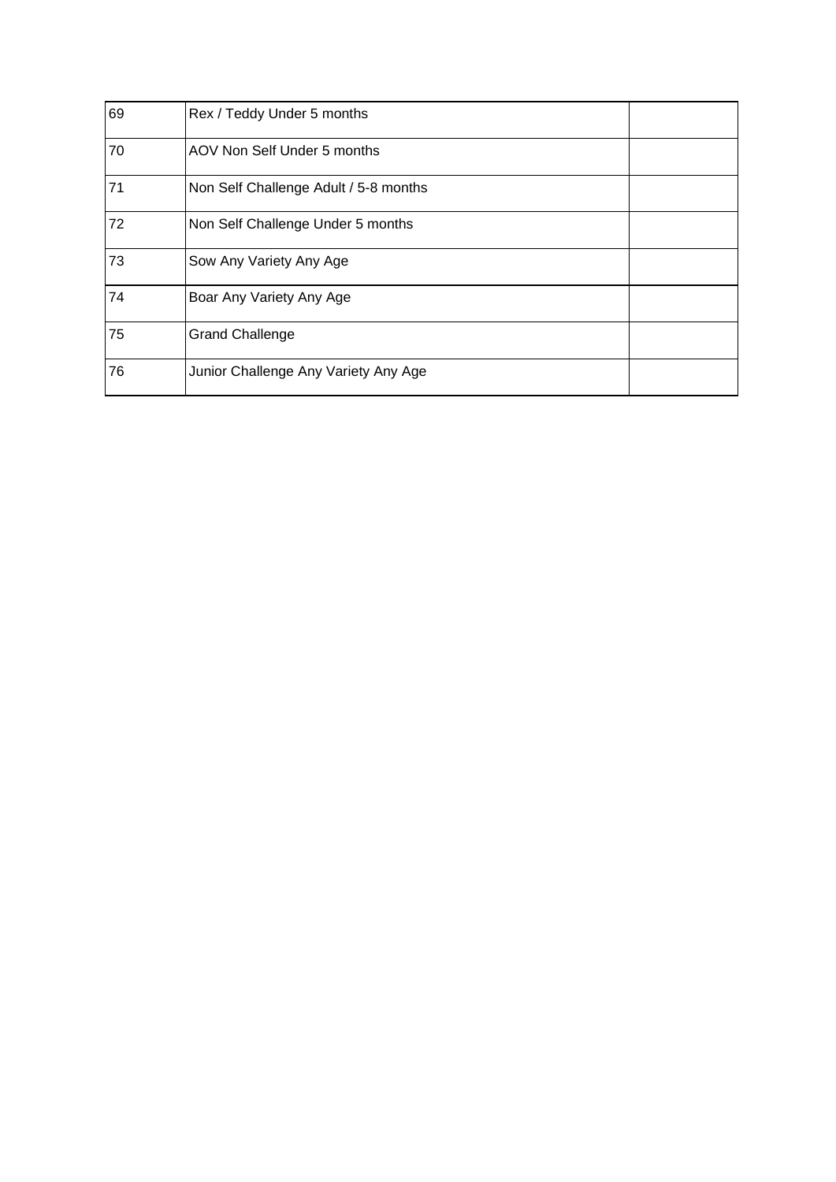| | | |
|---|---|---|
| 69 | Rex / Teddy Under 5 months | |
| 70 | AOV Non Self Under 5 months | |
| 71 | Non Self Challenge Adult / 5-8 months | |
| 72 | Non Self Challenge Under 5 months | |
| 73 | Sow Any Variety Any Age | |
| 74 | Boar Any Variety Any Age | |
| 75 | Grand Challenge | |
| 76 | Junior Challenge Any Variety Any Age | |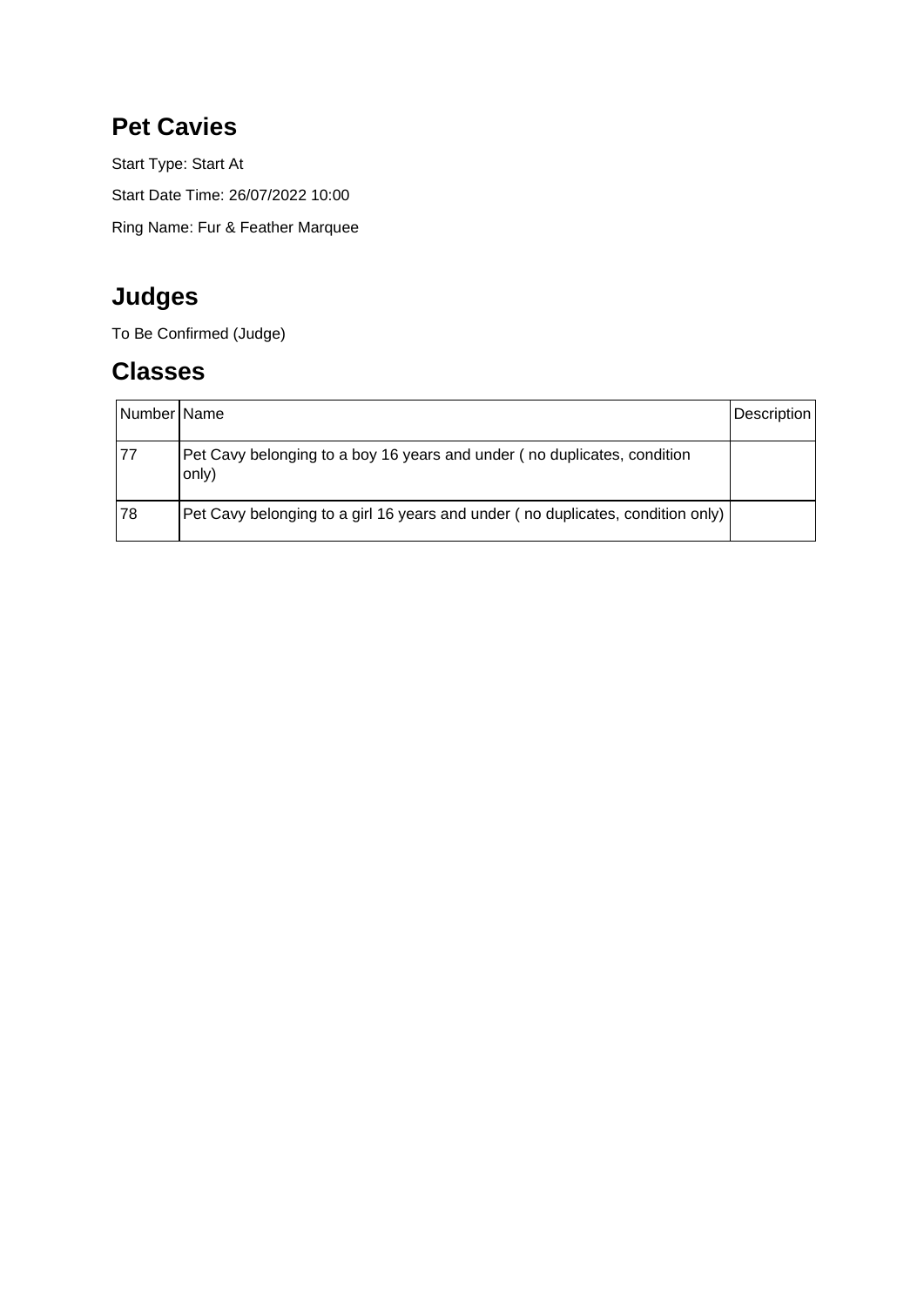## Pet Cavies

Start Type: Start At

Start Date Time: 26/07/2022 10:00

Ring Name: Fur & Feather Marquee

## Judges

To Be Confirmed (Judge)

## Classes

| Number | Name | Description |
|---|---|---|
| 77 | Pet Cavy belonging to a boy 16 years and under ( no duplicates, condition only) | |
| 78 | Pet Cavy belonging to a girl 16 years and under ( no duplicates, condition only) | |